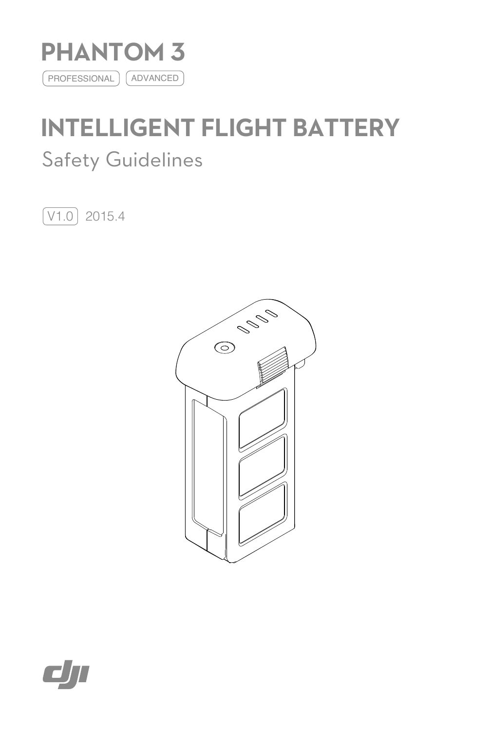# PHANTOM 3

PROFESSIONAL ADVANCED

# INTELLIGENT FLIGHT BATTERY

## Safety Guidelines

V1.0 2015.4

dji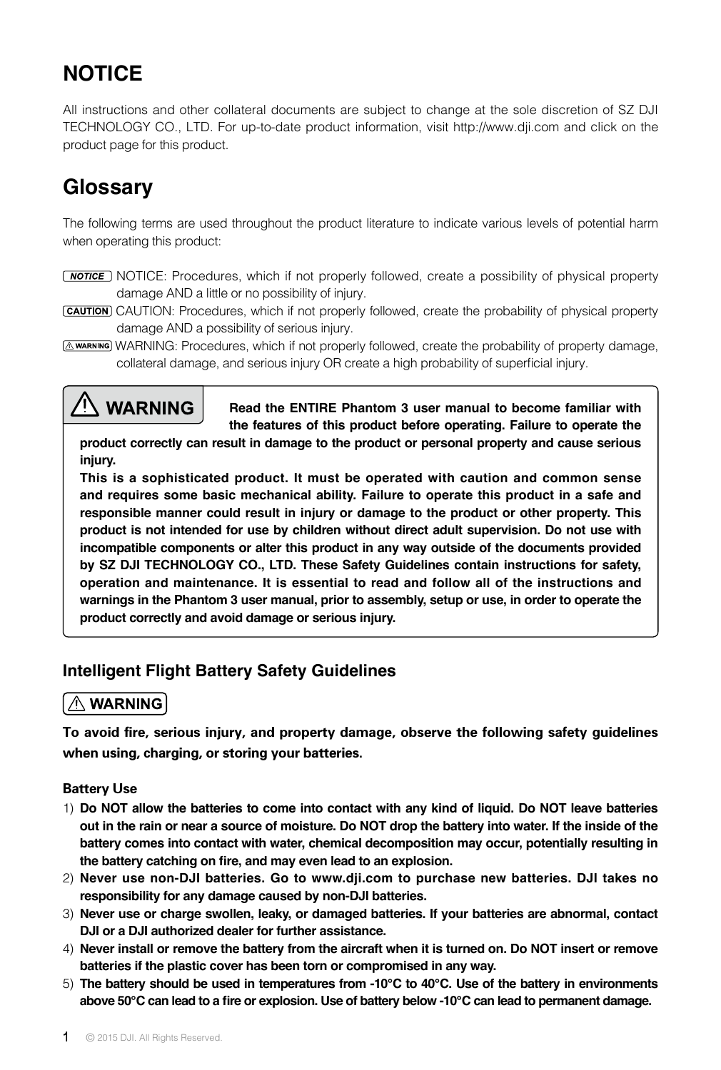# NOTICE

All instructions and other collateral documents are subject to change at the sole discretion of SZ DJI TECHNOLOGY CO., LTD. For up-to-date product information, visit http://www.dji.com and click on the product page for this product.

# Glossary

The following terms are used throughout the product literature to indicate various levels of potential harm when operating this product:

NOTICE NOTICE: Procedures, which if not properly followed, create a possibility of physical property damage AND a little or no possibility of injury.

CAUTION CAUTION: Procedures, which if not properly followed, create the probability of physical property damage AND a possibility of serious injury.

⚠ WARNING WARNING: Procedures, which if not properly followed, create the probability of property damage, collateral damage, and serious injury OR create a high probability of superficial injury.

**⚠ WARNING**

**Read the ENTIRE Phantom 3 user manual to become familiar with the features of this product before operating. Failure to operate the product correctly can result in damage to the product or personal property and cause serious injury.**

**This is a sophisticated product. It must be operated with caution and common sense and requires some basic mechanical ability. Failure to operate this product in a safe and responsible manner could result in injury or damage to the product or other property. This product is not intended for use by children without direct adult supervision. Do not use with incompatible components or alter this product in any way outside of the documents provided by SZ DJI TECHNOLOGY CO., LTD. These Safety Guidelines contain instructions for safety, operation and maintenance. It is essential to read and follow all of the instructions and warnings in the Phantom 3 user manual, prior to assembly, setup or use, in order to operate the product correctly and avoid damage or serious injury.**

## Intelligent Flight Battery Safety Guidelines

**⚠ WARNING**

**To avoid fire, serious injury, and property damage, observe the following safety guidelines when using, charging, or storing your batteries.**

### Battery Use

1) **Do NOT allow the batteries to come into contact with any kind of liquid. Do NOT leave batteries out in the rain or near a source of moisture. Do NOT drop the battery into water. If the inside of the battery comes into contact with water, chemical decomposition may occur, potentially resulting in the battery catching on fire, and may even lead to an explosion.**
2) **Never use non-DJI batteries. Go to www.dji.com to purchase new batteries. DJI takes no responsibility for any damage caused by non-DJI batteries.**
3) **Never use or charge swollen, leaky, or damaged batteries. If your batteries are abnormal, contact DJI or a DJI authorized dealer for further assistance.**
4) **Never install or remove the battery from the aircraft when it is turned on. Do NOT insert or remove batteries if the plastic cover has been torn or compromised in any way.**
5) **The battery should be used in temperatures from -10°C to 40°C. Use of the battery in environments above 50°C can lead to a fire or explosion. Use of battery below -10°C can lead to permanent damage.**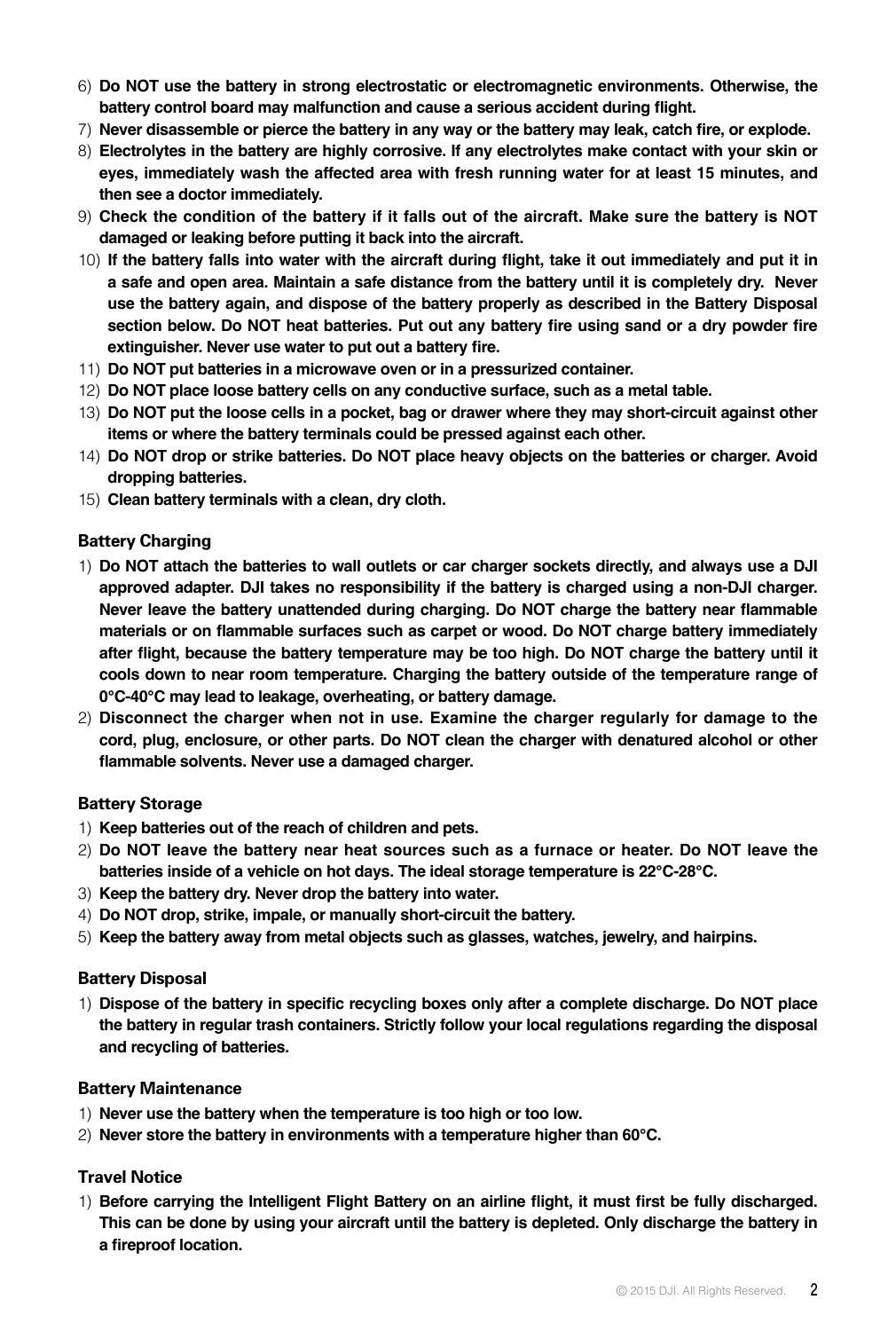6) **Do NOT use the battery in strong electrostatic or electromagnetic environments. Otherwise, the battery control board may malfunction and cause a serious accident during flight.**
7) **Never disassemble or pierce the battery in any way or the battery may leak, catch fire, or explode.**
8) **Electrolytes in the battery are highly corrosive. If any electrolytes make contact with your skin or eyes, immediately wash the affected area with fresh running water for at least 15 minutes, and then see a doctor immediately.**
9) **Check the condition of the battery if it falls out of the aircraft. Make sure the battery is NOT damaged or leaking before putting it back into the aircraft.**
10) **If the battery falls into water with the aircraft during flight, take it out immediately and put it in a safe and open area. Maintain a safe distance from the battery until it is completely dry. Never use the battery again, and dispose of the battery properly as described in the Battery Disposal section below. Do NOT heat batteries. Put out any battery fire using sand or a dry powder fire extinguisher. Never use water to put out a battery fire.**
11) **Do NOT put batteries in a microwave oven or in a pressurized container.**
12) **Do NOT place loose battery cells on any conductive surface, such as a metal table.**
13) **Do NOT put the loose cells in a pocket, bag or drawer where they may short-circuit against other items or where the battery terminals could be pressed against each other.**
14) **Do NOT drop or strike batteries. Do NOT place heavy objects on the batteries or charger. Avoid dropping batteries.**
15) **Clean battery terminals with a clean, dry cloth.**

### Battery Charging

1) **Do NOT attach the batteries to wall outlets or car charger sockets directly, and always use a DJI approved adapter. DJI takes no responsibility if the battery is charged using a non-DJI charger. Never leave the battery unattended during charging. Do NOT charge the battery near flammable materials or on flammable surfaces such as carpet or wood. Do NOT charge battery immediately after flight, because the battery temperature may be too high. Do NOT charge the battery until it cools down to near room temperature. Charging the battery outside of the temperature range of 0°C-40°C may lead to leakage, overheating, or battery damage.**
2) **Disconnect the charger when not in use. Examine the charger regularly for damage to the cord, plug, enclosure, or other parts. Do NOT clean the charger with denatured alcohol or other flammable solvents. Never use a damaged charger.**

### Battery Storage

1) **Keep batteries out of the reach of children and pets.**
2) **Do NOT leave the battery near heat sources such as a furnace or heater. Do NOT leave the batteries inside of a vehicle on hot days. The ideal storage temperature is 22°C-28°C.**
3) **Keep the battery dry. Never drop the battery into water.**
4) **Do NOT drop, strike, impale, or manually short-circuit the battery.**
5) **Keep the battery away from metal objects such as glasses, watches, jewelry, and hairpins.**

### Battery Disposal

1) **Dispose of the battery in specific recycling boxes only after a complete discharge. Do NOT place the battery in regular trash containers. Strictly follow your local regulations regarding the disposal and recycling of batteries.**

### Battery Maintenance

1) **Never use the battery when the temperature is too high or too low.**
2) **Never store the battery in environments with a temperature higher than 60°C.**

### Travel Notice

1) **Before carrying the Intelligent Flight Battery on an airline flight, it must first be fully discharged. This can be done by using your aircraft until the battery is depleted. Only discharge the battery in a fireproof location.**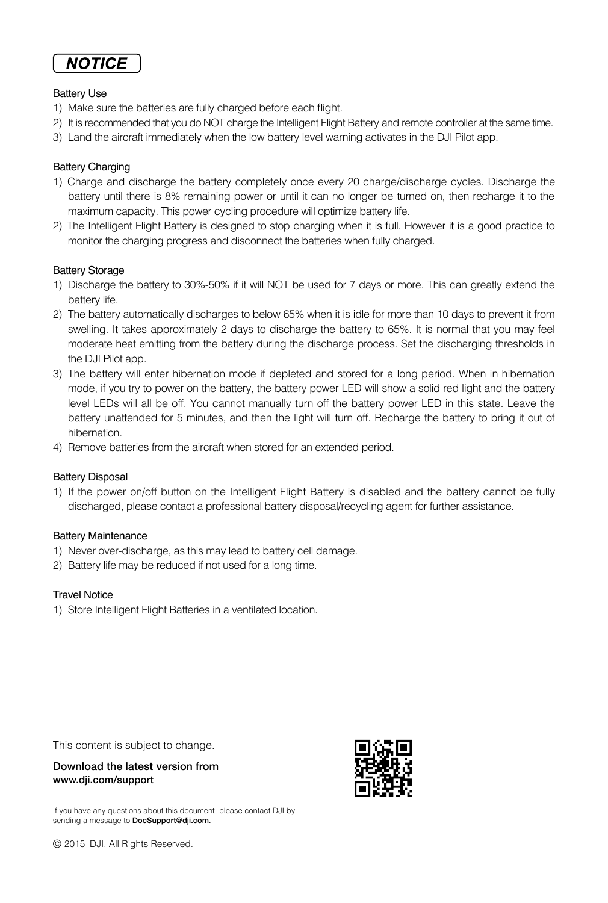# NOTICE

### Battery Use

1) Make sure the batteries are fully charged before each flight.
2) It is recommended that you do NOT charge the Intelligent Flight Battery and remote controller at the same time.
3) Land the aircraft immediately when the low battery level warning activates in the DJI Pilot app.

### Battery Charging

1) Charge and discharge the battery completely once every 20 charge/discharge cycles. Discharge the battery until there is 8% remaining power or until it can no longer be turned on, then recharge it to the maximum capacity. This power cycling procedure will optimize battery life.
2) The Intelligent Flight Battery is designed to stop charging when it is full. However it is a good practice to monitor the charging progress and disconnect the batteries when fully charged.

### Battery Storage

1) Discharge the battery to 30%-50% if it will NOT be used for 7 days or more. This can greatly extend the battery life.
2) The battery automatically discharges to below 65% when it is idle for more than 10 days to prevent it from swelling. It takes approximately 2 days to discharge the battery to 65%. It is normal that you may feel moderate heat emitting from the battery during the discharge process. Set the discharging thresholds in the DJI Pilot app.
3) The battery will enter hibernation mode if depleted and stored for a long period. When in hibernation mode, if you try to power on the battery, the battery power LED will show a solid red light and the battery level LEDs will all be off. You cannot manually turn off the battery power LED in this state. Leave the battery unattended for 5 minutes, and then the light will turn off. Recharge the battery to bring it out of hibernation.
4) Remove batteries from the aircraft when stored for an extended period.

### Battery Disposal

1) If the power on/off button on the Intelligent Flight Battery is disabled and the battery cannot be fully discharged, please contact a professional battery disposal/recycling agent for further assistance.

### Battery Maintenance

1) Never over-discharge, as this may lead to battery cell damage.
2) Battery life may be reduced if not used for a long time.

### Travel Notice

1) Store Intelligent Flight Batteries in a ventilated location.

This content is subject to change.

**Download the latest version from**
**www.dji.com/support**

If you have any questions about this document, please contact DJI by sending a message to **DocSupport@dji.com.**

© 2015 DJI. All Rights Reserved.